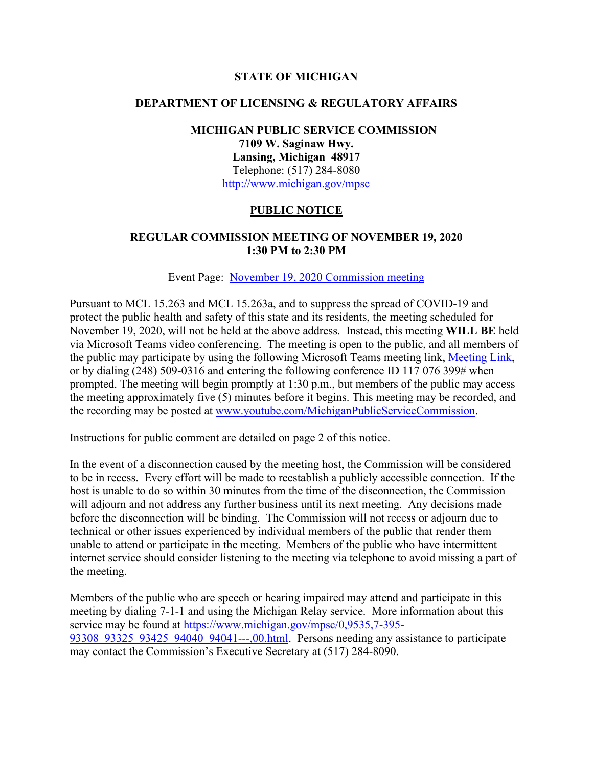**STATE OF MICHIGAN**

**DEPARTMENT OF LICENSING & REGULATORY AFFAIRS**

**MICHIGAN PUBLIC SERVICE COMMISSION**
**7109 W. Saginaw Hwy.**
**Lansing, Michigan 48917**
Telephone: (517) 284-8080
[http://www.michigan.gov/mpsc](http://www.michigan.gov/mpsc)

## PUBLIC NOTICE

### REGULAR COMMISSION MEETING OF NOVEMBER 19, 2020
### 1:30 PM to 2:30 PM

Event Page: November 19, 2020 Commission meeting

Pursuant to MCL 15.263 and MCL 15.263a, and to suppress the spread of COVID-19 and protect the public health and safety of this state and its residents, the meeting scheduled for November 19, 2020, will not be held at the above address. Instead, this meeting **WILL BE** held via Microsoft Teams video conferencing. The meeting is open to the public, and all members of the public may participate by using the following Microsoft Teams meeting link, Meeting Link, or by dialing (248) 509-0316 and entering the following conference ID 117 076 399# when prompted. The meeting will begin promptly at 1:30 p.m., but members of the public may access the meeting approximately five (5) minutes before it begins. This meeting may be recorded, and the recording may be posted at www.youtube.com/MichiganPublicServiceCommission.

Instructions for public comment are detailed on page 2 of this notice.

In the event of a disconnection caused by the meeting host, the Commission will be considered to be in recess. Every effort will be made to reestablish a publicly accessible connection. If the host is unable to do so within 30 minutes from the time of the disconnection, the Commission will adjourn and not address any further business until its next meeting. Any decisions made before the disconnection will be binding. The Commission will not recess or adjourn due to technical or other issues experienced by individual members of the public that render them unable to attend or participate in the meeting. Members of the public who have intermittent internet service should consider listening to the meeting via telephone to avoid missing a part of the meeting.

Members of the public who are speech or hearing impaired may attend and participate in this meeting by dialing 7-1-1 and using the Michigan Relay service. More information about this service may be found at https://www.michigan.gov/mpsc/0,9535,7-395-93308_93325_93425_94040_94041---,00.html. Persons needing any assistance to participate may contact the Commission's Executive Secretary at (517) 284-8090.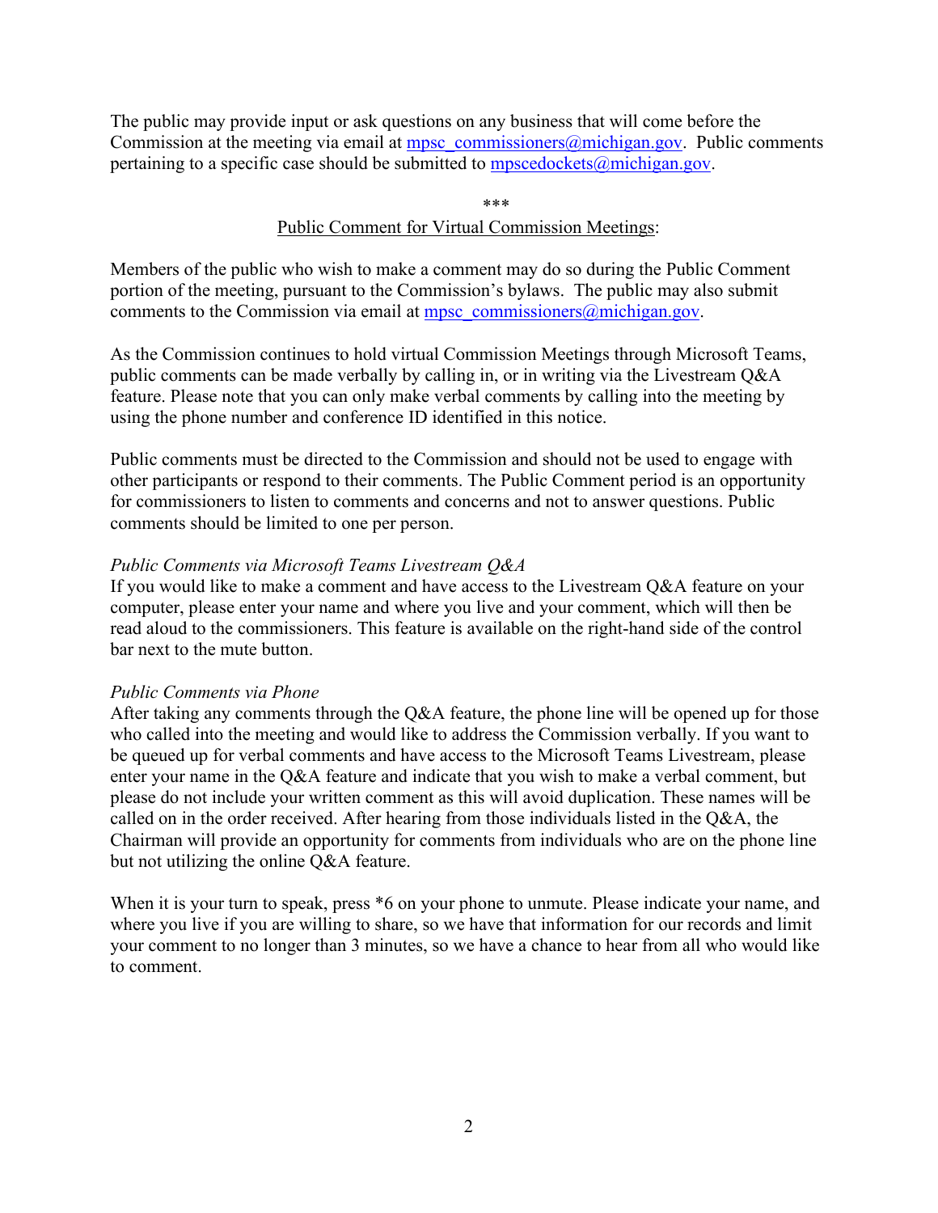The public may provide input or ask questions on any business that will come before the Commission at the meeting via email at mpsc_commissioners@michigan.gov. Public comments pertaining to a specific case should be submitted to mpscedockets@michigan.gov.

***

Public Comment for Virtual Commission Meetings:

Members of the public who wish to make a comment may do so during the Public Comment portion of the meeting, pursuant to the Commission's bylaws. The public may also submit comments to the Commission via email at mpsc_commissioners@michigan.gov.

As the Commission continues to hold virtual Commission Meetings through Microsoft Teams, public comments can be made verbally by calling in, or in writing via the Livestream Q&A feature. Please note that you can only make verbal comments by calling into the meeting by using the phone number and conference ID identified in this notice.

Public comments must be directed to the Commission and should not be used to engage with other participants or respond to their comments. The Public Comment period is an opportunity for commissioners to listen to comments and concerns and not to answer questions. Public comments should be limited to one per person.

*Public Comments via Microsoft Teams Livestream Q&A*

If you would like to make a comment and have access to the Livestream Q&A feature on your computer, please enter your name and where you live and your comment, which will then be read aloud to the commissioners. This feature is available on the right-hand side of the control bar next to the mute button.

*Public Comments via Phone*

After taking any comments through the Q&A feature, the phone line will be opened up for those who called into the meeting and would like to address the Commission verbally. If you want to be queued up for verbal comments and have access to the Microsoft Teams Livestream, please enter your name in the Q&A feature and indicate that you wish to make a verbal comment, but please do not include your written comment as this will avoid duplication. These names will be called on in the order received. After hearing from those individuals listed in the Q&A, the Chairman will provide an opportunity for comments from individuals who are on the phone line but not utilizing the online Q&A feature.

When it is your turn to speak, press *6 on your phone to unmute. Please indicate your name, and where you live if you are willing to share, so we have that information for our records and limit your comment to no longer than 3 minutes, so we have a chance to hear from all who would like to comment.